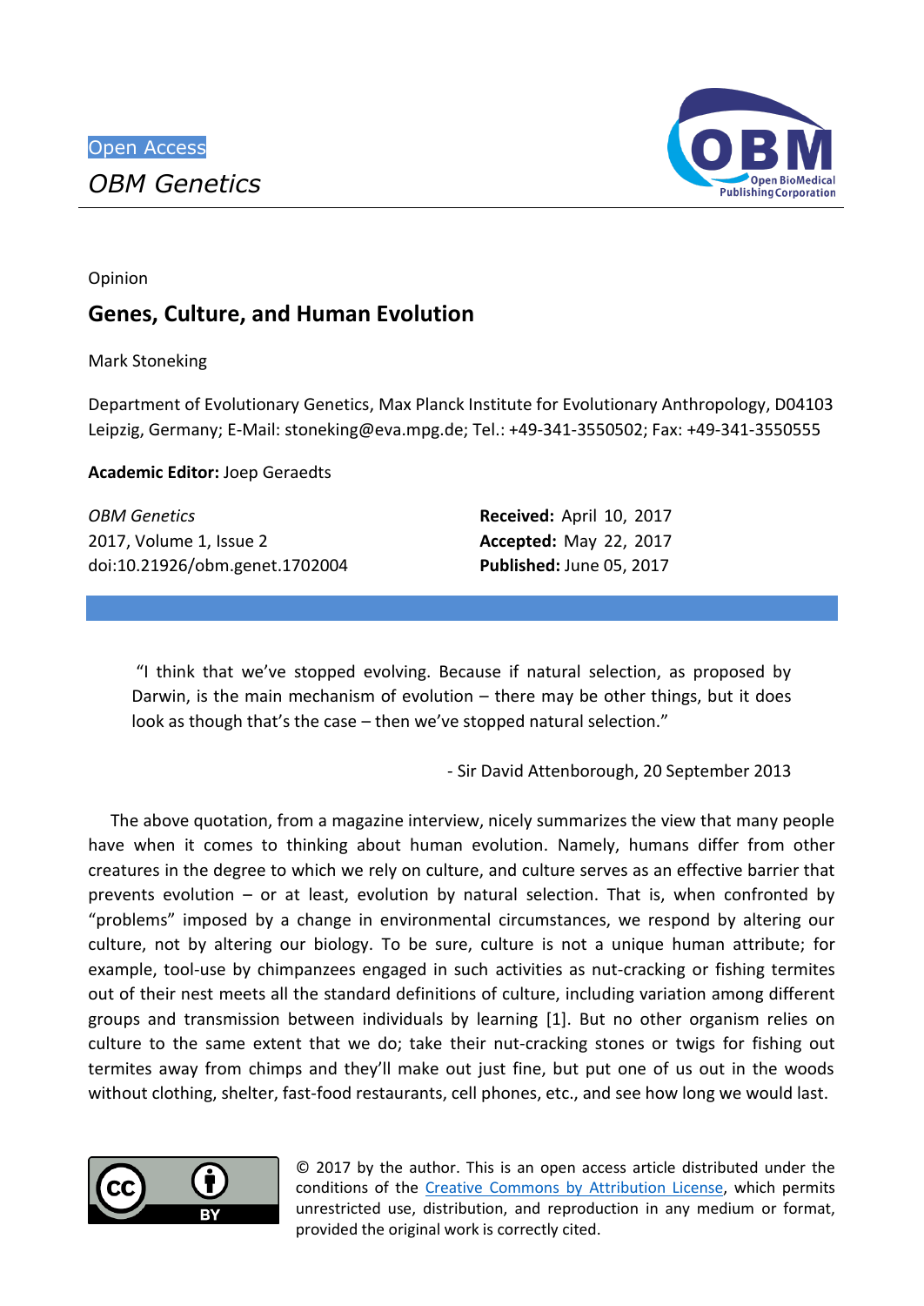Open Access

*OBM Genetics*

Opinion

# Genes, Culture, and Human Evolution

Mark Stoneking

Department of Evolutionary Genetics, Max Planck Institute for Evolutionary Anthropology, D04103 Leipzig, Germany; E-Mail: stoneking@eva.mpg.de; Tel.: +49-341-3550502; Fax: +49-341-3550555

**Academic Editor:** Joep Geraedts

*OBM Genetics*
2017, Volume 1, Issue 2
doi:10.21926/obm.genet.1702004

**Received:** April 10, 2017
**Accepted:** May 22, 2017
**Published:** June 05, 2017

> "I think that we've stopped evolving. Because if natural selection, as proposed by Darwin, is the main mechanism of evolution – there may be other things, but it does look as though that's the case – then we've stopped natural selection."
>
> \- Sir David Attenborough, 20 September 2013

The above quotation, from a magazine interview, nicely summarizes the view that many people have when it comes to thinking about human evolution. Namely, humans differ from other creatures in the degree to which we rely on culture, and culture serves as an effective barrier that prevents evolution – or at least, evolution by natural selection. That is, when confronted by "problems" imposed by a change in environmental circumstances, we respond by altering our culture, not by altering our biology. To be sure, culture is not a unique human attribute; for example, tool-use by chimpanzees engaged in such activities as nut-cracking or fishing termites out of their nest meets all the standard definitions of culture, including variation among different groups and transmission between individuals by learning [1]. But no other organism relies on culture to the same extent that we do; take their nut-cracking stones or twigs for fishing out termites away from chimps and they'll make out just fine, but put one of us out in the woods without clothing, shelter, fast-food restaurants, cell phones, etc., and see how long we would last.

© 2017 by the author. This is an open access article distributed under the conditions of the Creative Commons by Attribution License, which permits unrestricted use, distribution, and reproduction in any medium or format, provided the original work is correctly cited.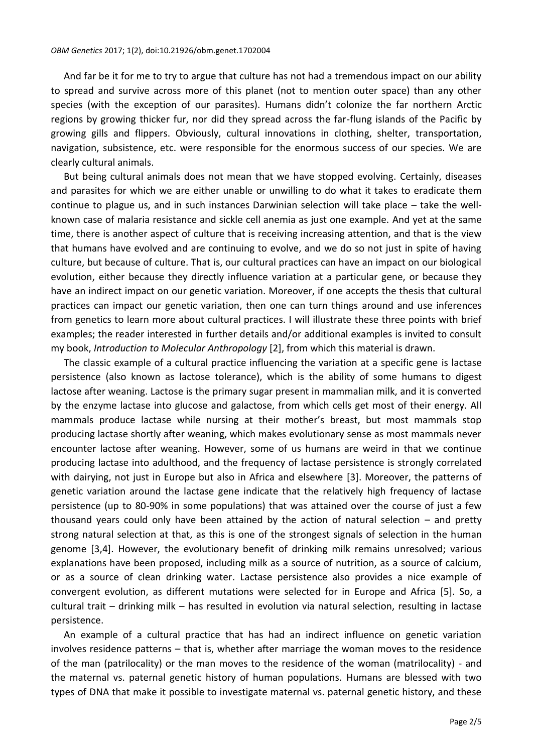And far be it for me to try to argue that culture has not had a tremendous impact on our ability to spread and survive across more of this planet (not to mention outer space) than any other species (with the exception of our parasites). Humans didn't colonize the far northern Arctic regions by growing thicker fur, nor did they spread across the far-flung islands of the Pacific by growing gills and flippers. Obviously, cultural innovations in clothing, shelter, transportation, navigation, subsistence, etc. were responsible for the enormous success of our species. We are clearly cultural animals.

But being cultural animals does not mean that we have stopped evolving. Certainly, diseases and parasites for which we are either unable or unwilling to do what it takes to eradicate them continue to plague us, and in such instances Darwinian selection will take place – take the well-known case of malaria resistance and sickle cell anemia as just one example. And yet at the same time, there is another aspect of culture that is receiving increasing attention, and that is the view that humans have evolved and are continuing to evolve, and we do so not just in spite of having culture, but because of culture. That is, our cultural practices can have an impact on our biological evolution, either because they directly influence variation at a particular gene, or because they have an indirect impact on our genetic variation. Moreover, if one accepts the thesis that cultural practices can impact our genetic variation, then one can turn things around and use inferences from genetics to learn more about cultural practices. I will illustrate these three points with brief examples; the reader interested in further details and/or additional examples is invited to consult my book, *Introduction to Molecular Anthropology* [2], from which this material is drawn.

The classic example of a cultural practice influencing the variation at a specific gene is lactase persistence (also known as lactose tolerance), which is the ability of some humans to digest lactose after weaning. Lactose is the primary sugar present in mammalian milk, and it is converted by the enzyme lactase into glucose and galactose, from which cells get most of their energy. All mammals produce lactase while nursing at their mother's breast, but most mammals stop producing lactase shortly after weaning, which makes evolutionary sense as most mammals never encounter lactose after weaning. However, some of us humans are weird in that we continue producing lactase into adulthood, and the frequency of lactase persistence is strongly correlated with dairying, not just in Europe but also in Africa and elsewhere [3]. Moreover, the patterns of genetic variation around the lactase gene indicate that the relatively high frequency of lactase persistence (up to 80-90% in some populations) that was attained over the course of just a few thousand years could only have been attained by the action of natural selection – and pretty strong natural selection at that, as this is one of the strongest signals of selection in the human genome [3,4]. However, the evolutionary benefit of drinking milk remains unresolved; various explanations have been proposed, including milk as a source of nutrition, as a source of calcium, or as a source of clean drinking water. Lactase persistence also provides a nice example of convergent evolution, as different mutations were selected for in Europe and Africa [5]. So, a cultural trait – drinking milk – has resulted in evolution via natural selection, resulting in lactase persistence.

An example of a cultural practice that has had an indirect influence on genetic variation involves residence patterns – that is, whether after marriage the woman moves to the residence of the man (patrilocality) or the man moves to the residence of the woman (matrilocality) - and the maternal vs. paternal genetic history of human populations. Humans are blessed with two types of DNA that make it possible to investigate maternal vs. paternal genetic history, and these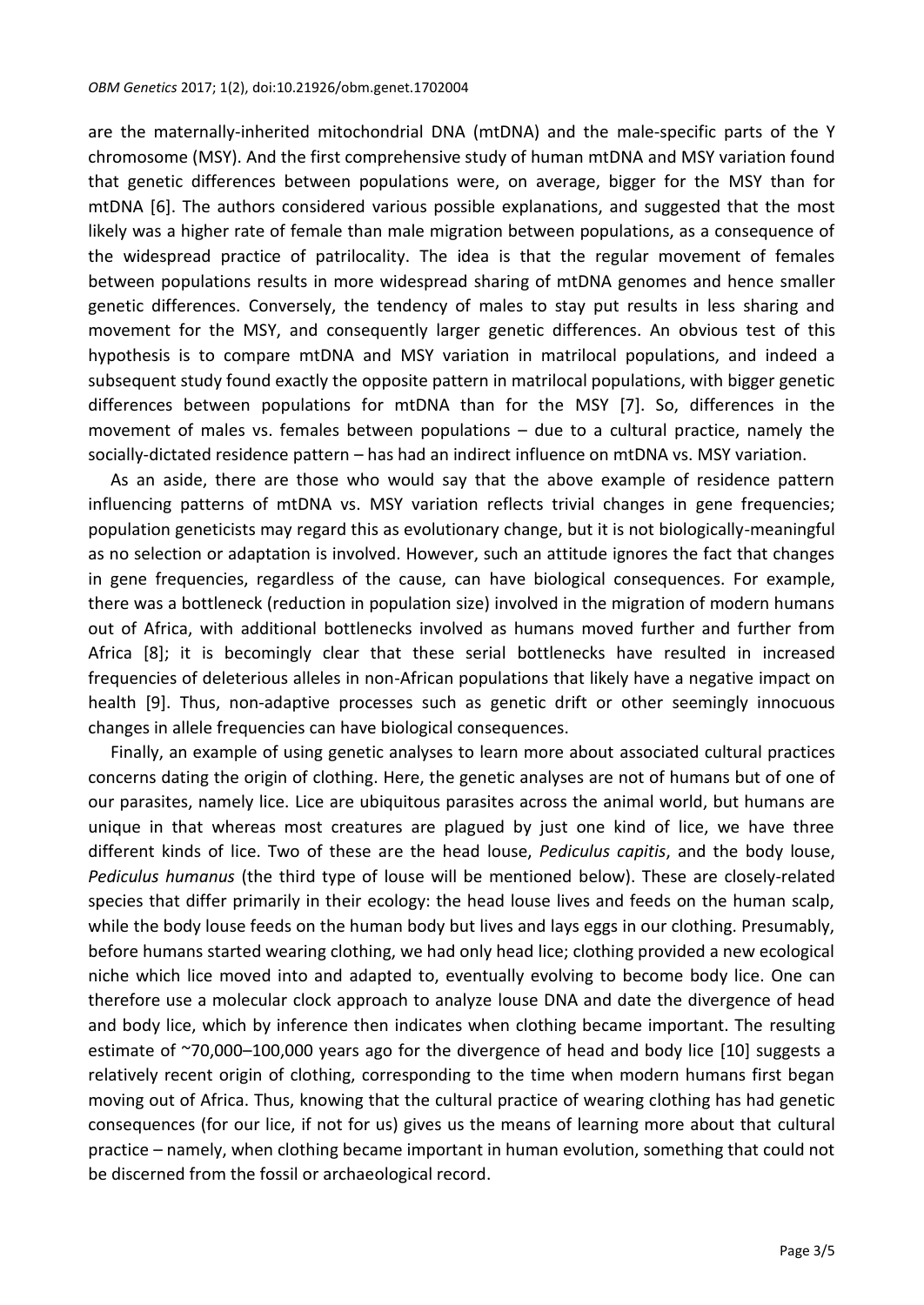are the maternally-inherited mitochondrial DNA (mtDNA) and the male-specific parts of the Y chromosome (MSY). And the first comprehensive study of human mtDNA and MSY variation found that genetic differences between populations were, on average, bigger for the MSY than for mtDNA [6]. The authors considered various possible explanations, and suggested that the most likely was a higher rate of female than male migration between populations, as a consequence of the widespread practice of patrilocality. The idea is that the regular movement of females between populations results in more widespread sharing of mtDNA genomes and hence smaller genetic differences. Conversely, the tendency of males to stay put results in less sharing and movement for the MSY, and consequently larger genetic differences. An obvious test of this hypothesis is to compare mtDNA and MSY variation in matrilocal populations, and indeed a subsequent study found exactly the opposite pattern in matrilocal populations, with bigger genetic differences between populations for mtDNA than for the MSY [7]. So, differences in the movement of males vs. females between populations – due to a cultural practice, namely the socially-dictated residence pattern – has had an indirect influence on mtDNA vs. MSY variation.

As an aside, there are those who would say that the above example of residence pattern influencing patterns of mtDNA vs. MSY variation reflects trivial changes in gene frequencies; population geneticists may regard this as evolutionary change, but it is not biologically-meaningful as no selection or adaptation is involved. However, such an attitude ignores the fact that changes in gene frequencies, regardless of the cause, can have biological consequences. For example, there was a bottleneck (reduction in population size) involved in the migration of modern humans out of Africa, with additional bottlenecks involved as humans moved further and further from Africa [8]; it is becomingly clear that these serial bottlenecks have resulted in increased frequencies of deleterious alleles in non-African populations that likely have a negative impact on health [9]. Thus, non-adaptive processes such as genetic drift or other seemingly innocuous changes in allele frequencies can have biological consequences.

Finally, an example of using genetic analyses to learn more about associated cultural practices concerns dating the origin of clothing. Here, the genetic analyses are not of humans but of one of our parasites, namely lice. Lice are ubiquitous parasites across the animal world, but humans are unique in that whereas most creatures are plagued by just one kind of lice, we have three different kinds of lice. Two of these are the head louse, *Pediculus capitis*, and the body louse, *Pediculus humanus* (the third type of louse will be mentioned below). These are closely-related species that differ primarily in their ecology: the head louse lives and feeds on the human scalp, while the body louse feeds on the human body but lives and lays eggs in our clothing. Presumably, before humans started wearing clothing, we had only head lice; clothing provided a new ecological niche which lice moved into and adapted to, eventually evolving to become body lice. One can therefore use a molecular clock approach to analyze louse DNA and date the divergence of head and body lice, which by inference then indicates when clothing became important. The resulting estimate of ~70,000–100,000 years ago for the divergence of head and body lice [10] suggests a relatively recent origin of clothing, corresponding to the time when modern humans first began moving out of Africa. Thus, knowing that the cultural practice of wearing clothing has had genetic consequences (for our lice, if not for us) gives us the means of learning more about that cultural practice – namely, when clothing became important in human evolution, something that could not be discerned from the fossil or archaeological record.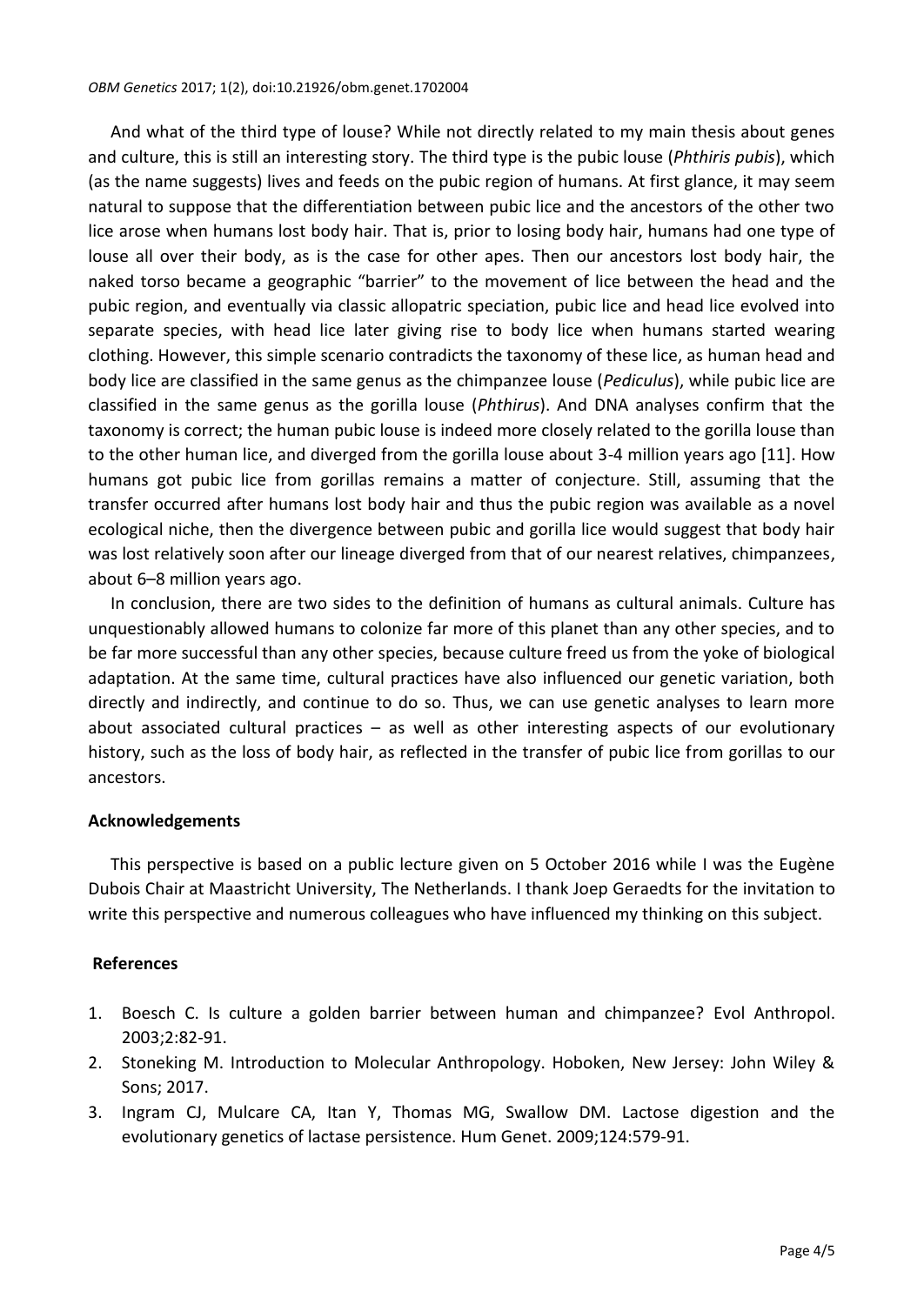And what of the third type of louse? While not directly related to my main thesis about genes and culture, this is still an interesting story. The third type is the pubic louse (*Phthiris pubis*), which (as the name suggests) lives and feeds on the pubic region of humans. At first glance, it may seem natural to suppose that the differentiation between pubic lice and the ancestors of the other two lice arose when humans lost body hair. That is, prior to losing body hair, humans had one type of louse all over their body, as is the case for other apes. Then our ancestors lost body hair, the naked torso became a geographic "barrier" to the movement of lice between the head and the pubic region, and eventually via classic allopatric speciation, pubic lice and head lice evolved into separate species, with head lice later giving rise to body lice when humans started wearing clothing. However, this simple scenario contradicts the taxonomy of these lice, as human head and body lice are classified in the same genus as the chimpanzee louse (*Pediculus*), while pubic lice are classified in the same genus as the gorilla louse (*Phthirus*). And DNA analyses confirm that the taxonomy is correct; the human pubic louse is indeed more closely related to the gorilla louse than to the other human lice, and diverged from the gorilla louse about 3-4 million years ago [11]. How humans got pubic lice from gorillas remains a matter of conjecture. Still, assuming that the transfer occurred after humans lost body hair and thus the pubic region was available as a novel ecological niche, then the divergence between pubic and gorilla lice would suggest that body hair was lost relatively soon after our lineage diverged from that of our nearest relatives, chimpanzees, about 6–8 million years ago.

In conclusion, there are two sides to the definition of humans as cultural animals. Culture has unquestionably allowed humans to colonize far more of this planet than any other species, and to be far more successful than any other species, because culture freed us from the yoke of biological adaptation. At the same time, cultural practices have also influenced our genetic variation, both directly and indirectly, and continue to do so. Thus, we can use genetic analyses to learn more about associated cultural practices – as well as other interesting aspects of our evolutionary history, such as the loss of body hair, as reflected in the transfer of pubic lice from gorillas to our ancestors.

**Acknowledgements**

This perspective is based on a public lecture given on 5 October 2016 while I was the Eugène Dubois Chair at Maastricht University, The Netherlands. I thank Joep Geraedts for the invitation to write this perspective and numerous colleagues who have influenced my thinking on this subject.

**References**

1. Boesch C. Is culture a golden barrier between human and chimpanzee? Evol Anthropol. 2003;2:82-91.
2. Stoneking M. Introduction to Molecular Anthropology. Hoboken, New Jersey: John Wiley & Sons; 2017.
3. Ingram CJ, Mulcare CA, Itan Y, Thomas MG, Swallow DM. Lactose digestion and the evolutionary genetics of lactase persistence. Hum Genet. 2009;124:579-91.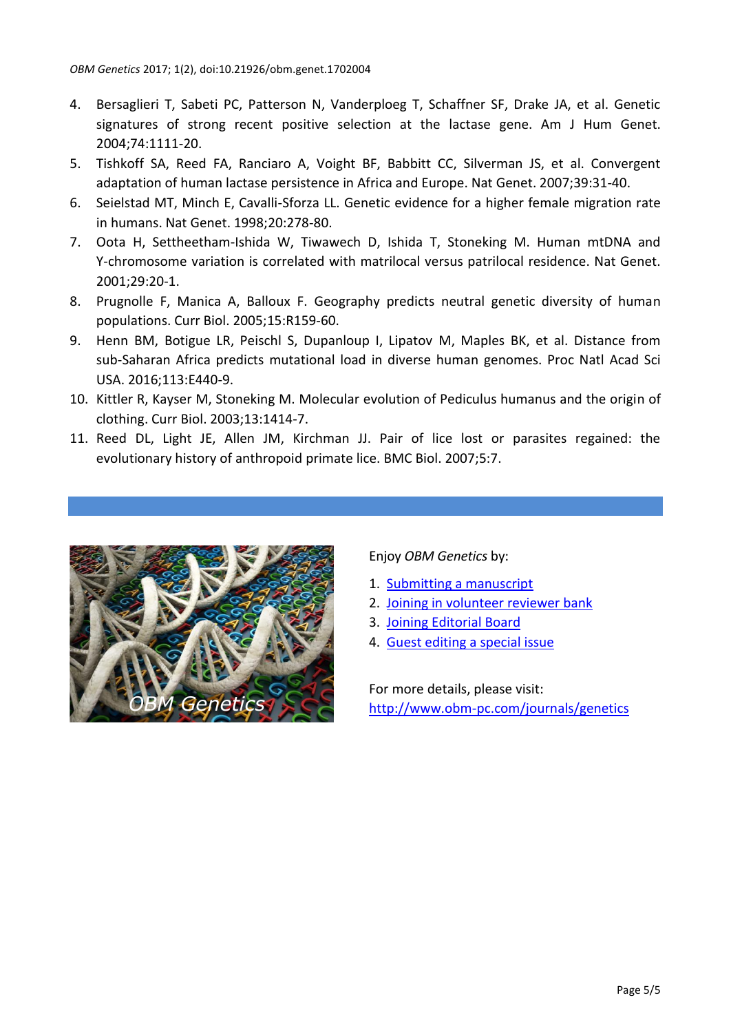4. Bersaglieri T, Sabeti PC, Patterson N, Vanderploeg T, Schaffner SF, Drake JA, et al. Genetic signatures of strong recent positive selection at the lactase gene. Am J Hum Genet. 2004;74:1111-20.
5. Tishkoff SA, Reed FA, Ranciaro A, Voight BF, Babbitt CC, Silverman JS, et al. Convergent adaptation of human lactase persistence in Africa and Europe. Nat Genet. 2007;39:31-40.
6. Seielstad MT, Minch E, Cavalli-Sforza LL. Genetic evidence for a higher female migration rate in humans. Nat Genet. 1998;20:278-80.
7. Oota H, Settheetham-Ishida W, Tiwawech D, Ishida T, Stoneking M. Human mtDNA and Y-chromosome variation is correlated with matrilocal versus patrilocal residence. Nat Genet. 2001;29:20-1.
8. Prugnolle F, Manica A, Balloux F. Geography predicts neutral genetic diversity of human populations. Curr Biol. 2005;15:R159-60.
9. Henn BM, Botigue LR, Peischl S, Dupanloup I, Lipatov M, Maples BK, et al. Distance from sub-Saharan Africa predicts mutational load in diverse human genomes. Proc Natl Acad Sci USA. 2016;113:E440-9.
10. Kittler R, Kayser M, Stoneking M. Molecular evolution of Pediculus humanus and the origin of clothing. Curr Biol. 2003;13:1414-7.
11. Reed DL, Light JE, Allen JM, Kirchman JJ. Pair of lice lost or parasites regained: the evolutionary history of anthropoid primate lice. BMC Biol. 2007;5:7.

Enjoy *OBM Genetics* by:

1. Submitting a manuscript
2. Joining in volunteer reviewer bank
3. Joining Editorial Board
4. Guest editing a special issue

For more details, please visit:
http://www.obm-pc.com/journals/genetics